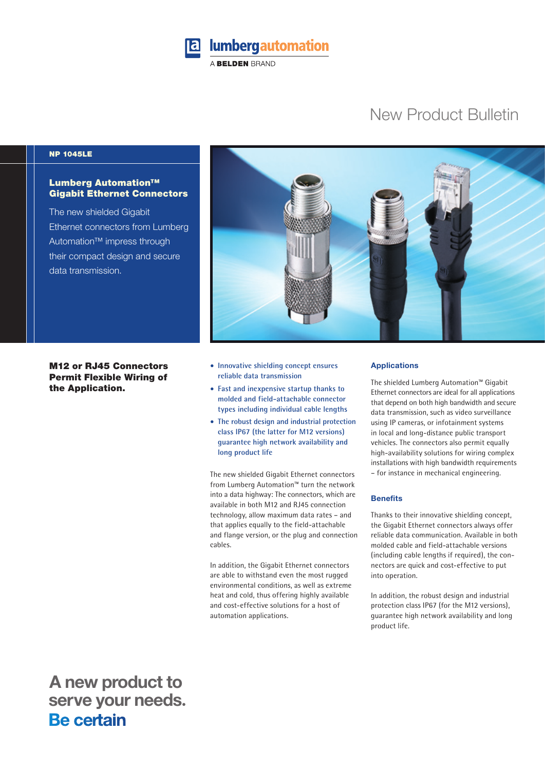lumbergautomation

A BELDEN BRAND

# New Product Bulletin

**NP 1045LE**

## Lumberg Automation™ Gigabit Ethernet Connectors

The new shielded Gigabit Ethernet connectors from Lumberg Automation™ impress through their compact design and secure data transmission.

### M12 or RJ45 Connectors Permit Flexible Wiring of the Application.

- Innovative shielding concept ensures reliable data transmission
- Fast and inexpensive startup thanks to molded and field-attachable connector types including individual cable lengths
- The robust design and industrial protection class IP67 (the latter for M12 versions) guarantee high network availability and long product life

The new shielded Gigabit Ethernet connectors from Lumberg Automation™ turn the network into a data highway: The connectors, which are available in both M12 and RJ45 connection technology, allow maximum data rates – and that applies equally to the field-attachable and flange version, or the plug and connection cables.

In addition, the Gigabit Ethernet connectors are able to withstand even the most rugged environmental conditions, as well as extreme heat and cold, thus offering highly available and cost-effective solutions for a host of automation applications.

### Applications

The shielded Lumberg Automation™ Gigabit Ethernet connectors are ideal for all applications that depend on both high bandwidth and secure data transmission, such as video surveillance using IP cameras, or infotainment systems in local and long-distance public transport vehicles. The connectors also permit equally high-availability solutions for wiring complex installations with high bandwidth requirements – for instance in mechanical engineering.

### Benefits

Thanks to their innovative shielding concept, the Gigabit Ethernet connectors always offer reliable data communication. Available in both molded cable and field-attachable versions (including cable lengths if required), the connectors are quick and cost-effective to put into operation.

In addition, the robust design and industrial protection class IP67 (for the M12 versions), guarantee high network availability and long product life.

**A new product to serve your needs.**
**Be certain**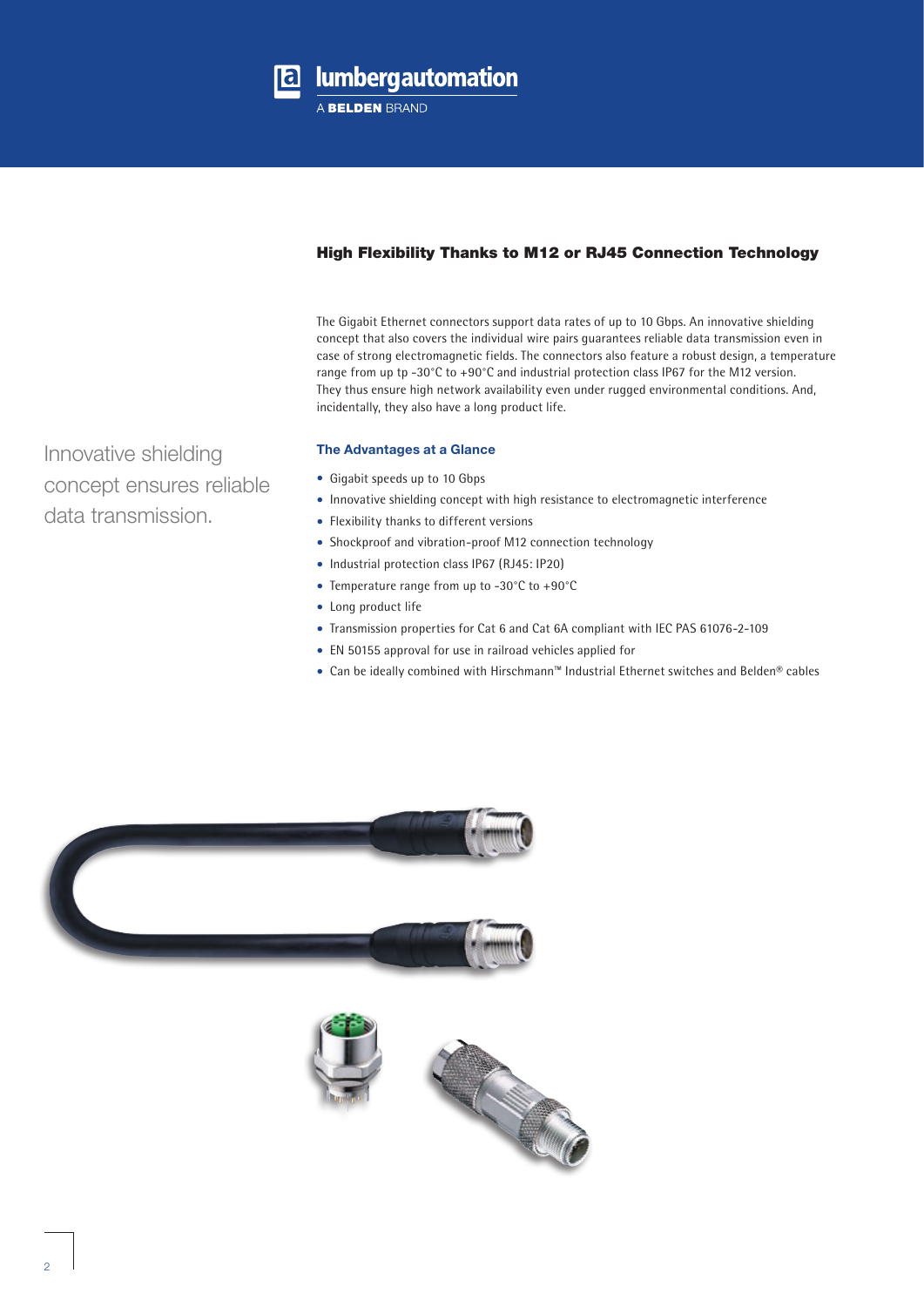## High Flexibility Thanks to M12 or RJ45 Connection Technology

The Gigabit Ethernet connectors support data rates of up to 10 Gbps. An innovative shielding concept that also covers the individual wire pairs guarantees reliable data transmission even in case of strong electromagnetic fields. The connectors also feature a robust design, a temperature range from up tp -30°C to +90°C and industrial protection class IP67 for the M12 version. They thus ensure high network availability even under rugged environmental conditions. And, incidentally, they also have a long product life.

Innovative shielding concept ensures reliable data transmission.

### The Advantages at a Glance

- Gigabit speeds up to 10 Gbps
- Innovative shielding concept with high resistance to electromagnetic interference
- Flexibility thanks to different versions
- Shockproof and vibration-proof M12 connection technology
- Industrial protection class IP67 (RJ45: IP20)
- Temperature range from up to -30°C to +90°C
- Long product life
- Transmission properties for Cat 6 and Cat 6A compliant with IEC PAS 61076-2-109
- EN 50155 approval for use in railroad vehicles applied for
- Can be ideally combined with Hirschmann™ Industrial Ethernet switches and Belden® cables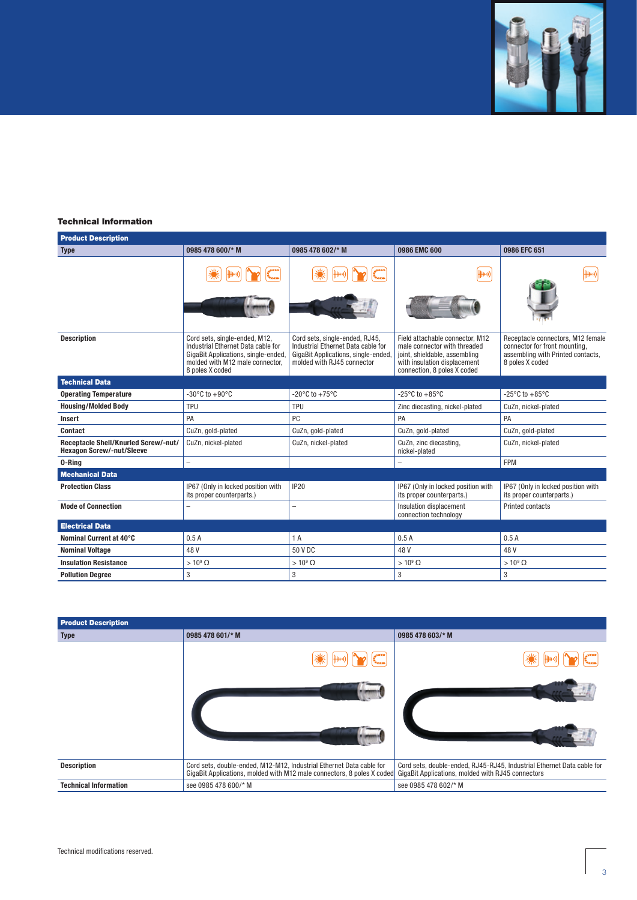### Technical Information

| Product Description | | | | |
|---|---|---|---|---|
| **Type** | **0985 478 600/* M** | **0985 478 602/* M** | **0986 EMC 600** | **0986 EFC 651** |
| | | | | |
| **Description** | Cord sets, single-ended, M12, Industrial Ethernet Data cable for GigaBit Applications, single-ended, molded with M12 male connector, 8 poles X coded | Cord sets, single-ended, RJ45, Industrial Ethernet Data cable for GigaBit Applications, single-ended, molded with RJ45 connector | Field attachable connector, M12 male connector with threaded joint, shieldable, assembling with insulation displacement connection, 8 poles X coded | Receptacle connectors, M12 female connector for front mounting, assembling with Printed contacts, 8 poles X coded |
| **Technical Data** | | | | |
| **Operating Temperature** | -30°C to +90°C | -20°C to +75°C | -25°C to +85°C | -25°C to +85°C |
| **Housing/Molded Body** | TPU | TPU | Zinc diecasting, nickel-plated | CuZn, nickel-plated |
| **Insert** | PA | PC | PA | PA |
| **Contact** | CuZn, gold-plated | CuZn, gold-plated | CuZn, gold-plated | CuZn, gold-plated |
| **Receptacle Shell/Knurled Screw/-nut/ Hexagon Screw/-nut/Sleeve** | CuZn, nickel-plated | CuZn, nickel-plated | CuZn, zinc diecasting, nickel-plated | CuZn, nickel-plated |
| **O-Ring** | – | | – | FPM |
| **Mechanical Data** | | | | |
| **Protection Class** | IP67 (Only in locked position with its proper counterparts.) | IP20 | IP67 (Only in locked position with its proper counterparts.) | IP67 (Only in locked position with its proper counterparts.) |
| **Mode of Connection** | – | – | Insulation displacement connection technology | Printed contacts |
| **Electrical Data** | | | | |
| **Nominal Current at 40°C** | 0.5 A | 1 A | 0.5 A | 0.5 A |
| **Nominal Voltage** | 48 V | 50 V DC | 48 V | 48 V |
| **Insulation Resistance** | > $10^9$ Ω | > $10^9$ Ω | > $10^9$ Ω | > $10^9$ Ω |
| **Pollution Degree** | 3 | 3 | 3 | 3 |

| Product Description | | |
|---|---|---|
| **Type** | **0985 478 601/* M** | **0985 478 603/* M** |
| | | |
| **Description** | Cord sets, double-ended, M12-M12, Industrial Ethernet Data cable for GigaBit Applications, molded with M12 male connectors, 8 poles X coded | Cord sets, double-ended, RJ45-RJ45, Industrial Ethernet Data cable for GigaBit Applications, molded with RJ45 connectors |
| **Technical Information** | see 0985 478 600/* M | see 0985 478 602/* M |

Technical modifications reserved.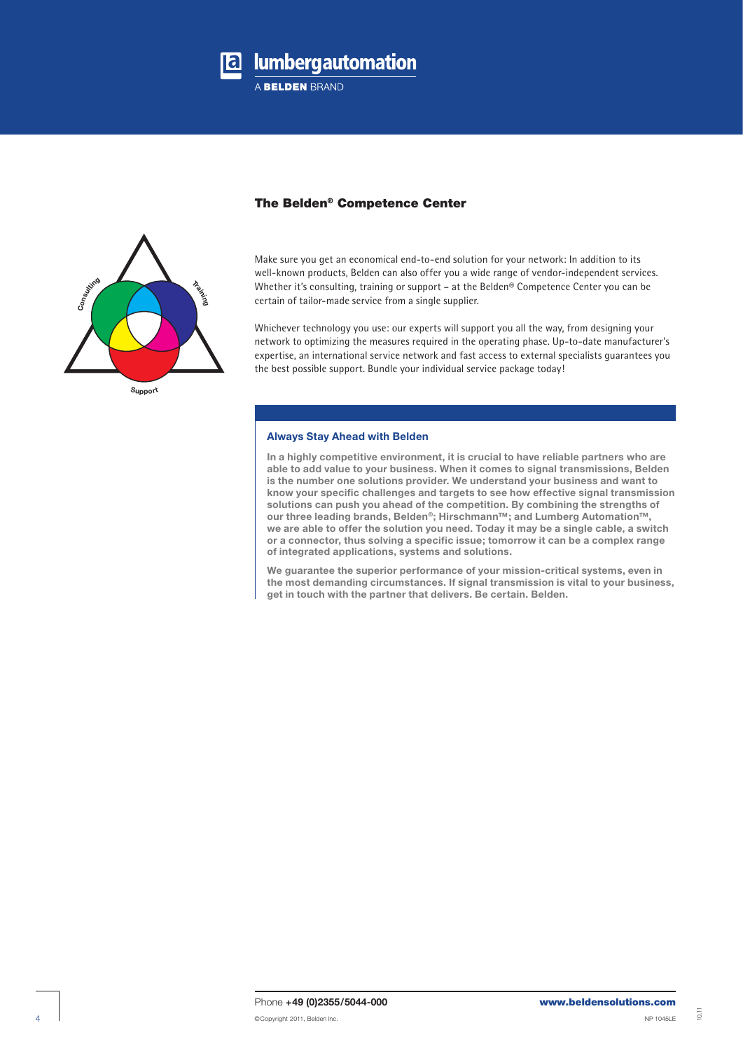lumbergautomation

A BELDEN BRAND

## The Belden® Competence Center

Consulting

Training

Support

Make sure you get an economical end-to-end solution for your network: In addition to its well-known products, Belden can also offer you a wide range of vendor-independent services. Whether it's consulting, training or support – at the Belden® Competence Center you can be certain of tailor-made service from a single supplier.

Whichever technology you use: our experts will support you all the way, from designing your network to optimizing the measures required in the operating phase. Up-to-date manufacturer's expertise, an international service network and fast access to external specialists guarantees you the best possible support. Bundle your individual service package today!

### Always Stay Ahead with Belden

**In a highly competitive environment, it is crucial to have reliable partners who are able to add value to your business. When it comes to signal transmissions, Belden is the number one solutions provider. We understand your business and want to know your specific challenges and targets to see how effective signal transmission solutions can push you ahead of the competition. By combining the strengths of our three leading brands, Belden®; Hirschmann™; and Lumberg Automation™, we are able to offer the solution you need. Today it may be a single cable, a switch or a connector, thus solving a specific issue; tomorrow it can be a complex range of integrated applications, systems and solutions.**

**We guarantee the superior performance of your mission-critical systems, even in the most demanding circumstances. If signal transmission is vital to your business, get in touch with the partner that delivers. Be certain. Belden.**

Phone **+49 (0)2355/5044-000**

**www.beldensolutions.com**

©Copyright 2011, Belden Inc.

NP 1045LE

10.11